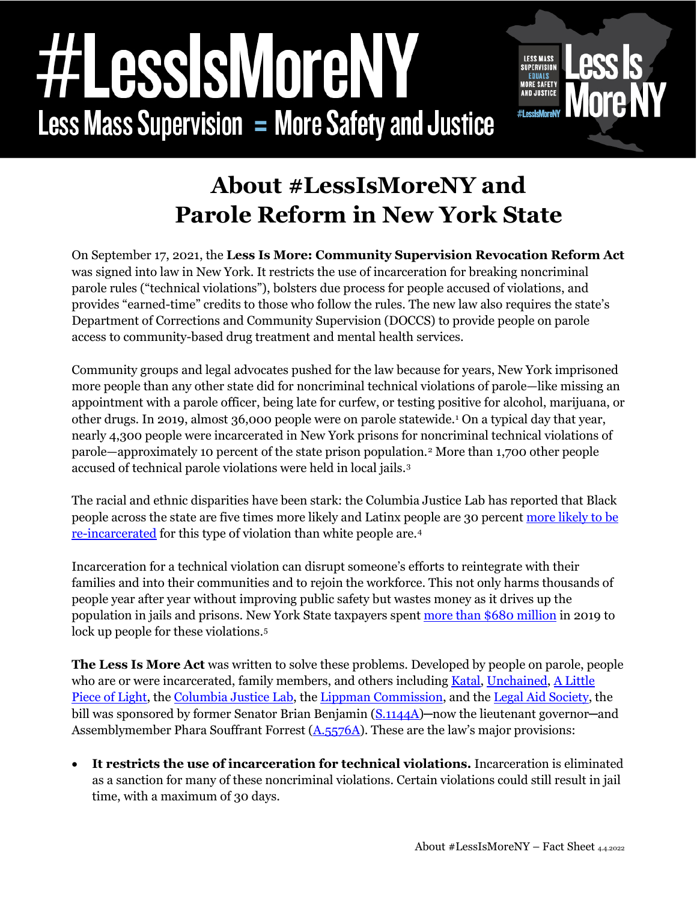# #LessIsMoreNY

Less Mass Supervision = More Safety and Justice

## About #LessIsMoreNY and Parole Reform in New York State

On September 17, 2021, the **Less Is More: Community Supervision Revocation Reform Act** was signed into law in New York. It restricts the use of incarceration for breaking noncriminal parole rules ("technical violations"), bolsters due process for people accused of violations, and provides "earned-time" credits to those who follow the rules. The new law also requires the state's Department of Corrections and Community Supervision (DOCCS) to provide people on parole access to community-based drug treatment and mental health services.

Community groups and legal advocates pushed for the law because for years, New York imprisoned more people than any other state did for noncriminal technical violations of parole—like missing an appointment with a parole officer, being late for curfew, or testing positive for alcohol, marijuana, or other drugs. In 2019, almost 36,000 people were on parole statewide.[1] On a typical day that year, nearly 4,300 people were incarcerated in New York prisons for noncriminal technical violations of parole—approximately 10 percent of the state prison population.[2] More than 1,700 other people accused of technical parole violations were held in local jails.[3]

The racial and ethnic disparities have been stark: the Columbia Justice Lab has reported that Black people across the state are five times more likely and Latinx people are 30 percent more likely to be re-incarcerated for this type of violation than white people are.[4]

Incarceration for a technical violation can disrupt someone's efforts to reintegrate with their families and into their communities and to rejoin the workforce. This not only harms thousands of people year after year without improving public safety but wastes money as it drives up the population in jails and prisons. New York State taxpayers spent more than $680 million in 2019 to lock up people for these violations.[5]

**The Less Is More Act** was written to solve these problems. Developed by people on parole, people who are or were incarcerated, family members, and others including Katal, Unchained, A Little Piece of Light, the Columbia Justice Lab, the Lippman Commission, and the Legal Aid Society, the bill was sponsored by former Senator Brian Benjamin (S.1144A)—now the lieutenant governor—and Assemblymember Phara Souffrant Forrest (A.5576A). These are the law's major provisions:

- **It restricts the use of incarceration for technical violations.** Incarceration is eliminated as a sanction for many of these noncriminal violations. Certain violations could still result in jail time, with a maximum of 30 days.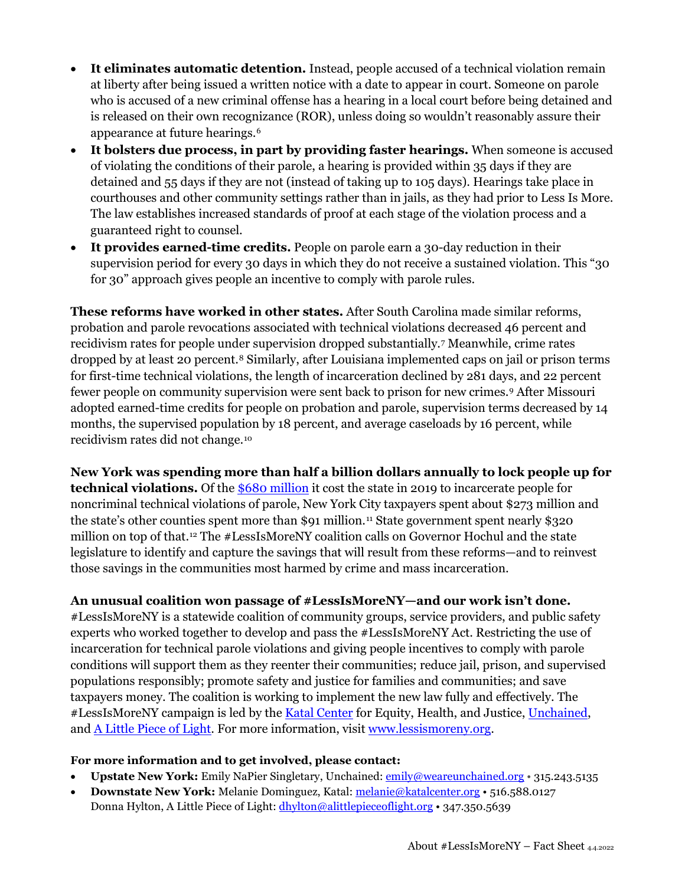- **It eliminates automatic detention.** Instead, people accused of a technical violation remain at liberty after being issued a written notice with a date to appear in court. Someone on parole who is accused of a new criminal offense has a hearing in a local court before being detained and is released on their own recognizance (ROR), unless doing so wouldn't reasonably assure their appearance at future hearings.[6]
- **It bolsters due process, in part by providing faster hearings.** When someone is accused of violating the conditions of their parole, a hearing is provided within 35 days if they are detained and 55 days if they are not (instead of taking up to 105 days). Hearings take place in courthouses and other community settings rather than in jails, as they had prior to Less Is More. The law establishes increased standards of proof at each stage of the violation process and a guaranteed right to counsel.
- **It provides earned-time credits.** People on parole earn a 30-day reduction in their supervision period for every 30 days in which they do not receive a sustained violation. This "30 for 30" approach gives people an incentive to comply with parole rules.

**These reforms have worked in other states.** After South Carolina made similar reforms, probation and parole revocations associated with technical violations decreased 46 percent and recidivism rates for people under supervision dropped substantially.[7] Meanwhile, crime rates dropped by at least 20 percent.[8] Similarly, after Louisiana implemented caps on jail or prison terms for first-time technical violations, the length of incarceration declined by 281 days, and 22 percent fewer people on community supervision were sent back to prison for new crimes.[9] After Missouri adopted earned-time credits for people on probation and parole, supervision terms decreased by 14 months, the supervised population by 18 percent, and average caseloads by 16 percent, while recidivism rates did not change.[10]

**New York was spending more than half a billion dollars annually to lock people up for technical violations.** Of the [$680 million] it cost the state in 2019 to incarcerate people for noncriminal technical violations of parole, New York City taxpayers spent about $273 million and the state's other counties spent more than $91 million.[11] State government spent nearly $320 million on top of that.[12] The #LessIsMoreNY coalition calls on Governor Hochul and the state legislature to identify and capture the savings that will result from these reforms—and to reinvest those savings in the communities most harmed by crime and mass incarceration.

**An unusual coalition won passage of #LessIsMoreNY—and our work isn't done.** #LessIsMoreNY is a statewide coalition of community groups, service providers, and public safety experts who worked together to develop and pass the #LessIsMoreNY Act. Restricting the use of incarceration for technical parole violations and giving people incentives to comply with parole conditions will support them as they reenter their communities; reduce jail, prison, and supervised populations responsibly; promote safety and justice for families and communities; and save taxpayers money. The coalition is working to implement the new law fully and effectively. The #LessIsMoreNY campaign is led by the Katal Center for Equity, Health, and Justice, Unchained, and A Little Piece of Light. For more information, visit www.lessismoreny.org.

**For more information and to get involved, please contact:**

- **Upstate New York:** Emily NaPier Singletary, Unchained: emily@weareunchained.org • 315.243.5135
- **Downstate New York:** Melanie Dominguez, Katal: melanie@katalcenter.org • 516.588.0127
  Donna Hylton, A Little Piece of Light: dhylton@alittlepieceoflight.org • 347.350.5639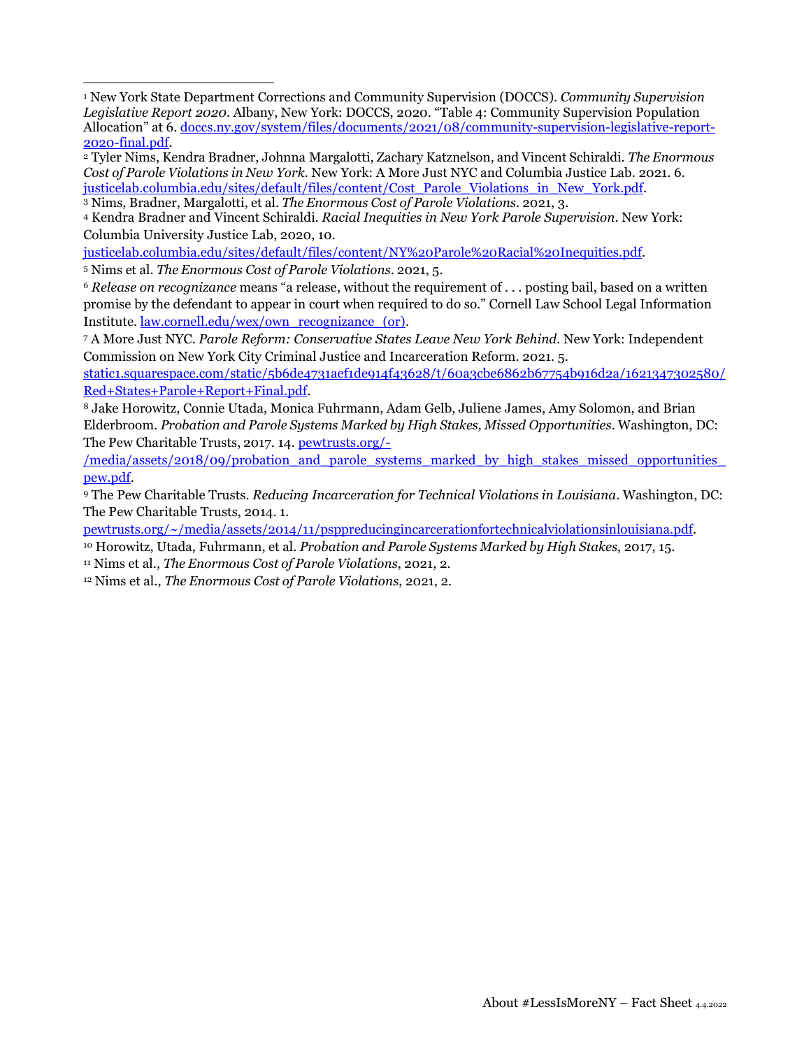[1] New York State Department Corrections and Community Supervision (DOCCS). *Community Supervision Legislative Report 2020*. Albany, New York: DOCCS, 2020. "Table 4: Community Supervision Population Allocation" at 6. doccs.ny.gov/system/files/documents/2021/08/community-supervision-legislative-report-2020-final.pdf.

[2] Tyler Nims, Kendra Bradner, Johnna Margalotti, Zachary Katznelson, and Vincent Schiraldi. *The Enormous Cost of Parole Violations in New York*. New York: A More Just NYC and Columbia Justice Lab. 2021. 6. justicelab.columbia.edu/sites/default/files/content/Cost_Parole_Violations_in_New_York.pdf.

[3] Nims, Bradner, Margalotti, et al. *The Enormous Cost of Parole Violations*. 2021, 3.

[4] Kendra Bradner and Vincent Schiraldi. *Racial Inequities in New York Parole Supervision*. New York: Columbia University Justice Lab, 2020, 10. justicelab.columbia.edu/sites/default/files/content/NY%20Parole%20Racial%20Inequities.pdf.

[5] Nims et al. *The Enormous Cost of Parole Violations*. 2021, 5.

[6] *Release on recognizance* means "a release, without the requirement of . . . posting bail, based on a written promise by the defendant to appear in court when required to do so." Cornell Law School Legal Information Institute. law.cornell.edu/wex/own_recognizance_(or).

[7] A More Just NYC. *Parole Reform: Conservative States Leave New York Behind*. New York: Independent Commission on New York City Criminal Justice and Incarceration Reform. 2021. 5. static1.squarespace.com/static/5b6de4731aef1de914f43628/t/60a3cbe6862b67754b916d2a/1621347302580/Red+States+Parole+Report+Final.pdf.

[8] Jake Horowitz, Connie Utada, Monica Fuhrmann, Adam Gelb, Juliene James, Amy Solomon, and Brian Elderbroom. *Probation and Parole Systems Marked by High Stakes, Missed Opportunities*. Washington, DC: The Pew Charitable Trusts, 2017. 14. pewtrusts.org/-/media/assets/2018/09/probation_and_parole_systems_marked_by_high_stakes_missed_opportunities_pew.pdf.

[9] The Pew Charitable Trusts. *Reducing Incarceration for Technical Violations in Louisiana*. Washington, DC: The Pew Charitable Trusts, 2014. 1. pewtrusts.org/~/media/assets/2014/11/psppreducingincarcerationfortechnicalviolationsinlouisiana.pdf.

[10] Horowitz, Utada, Fuhrmann, et al. *Probation and Parole Systems Marked by High Stakes*, 2017, 15.

[11] Nims et al., *The Enormous Cost of Parole Violations*, 2021, 2.

[12] Nims et al., *The Enormous Cost of Parole Violations*, 2021, 2.